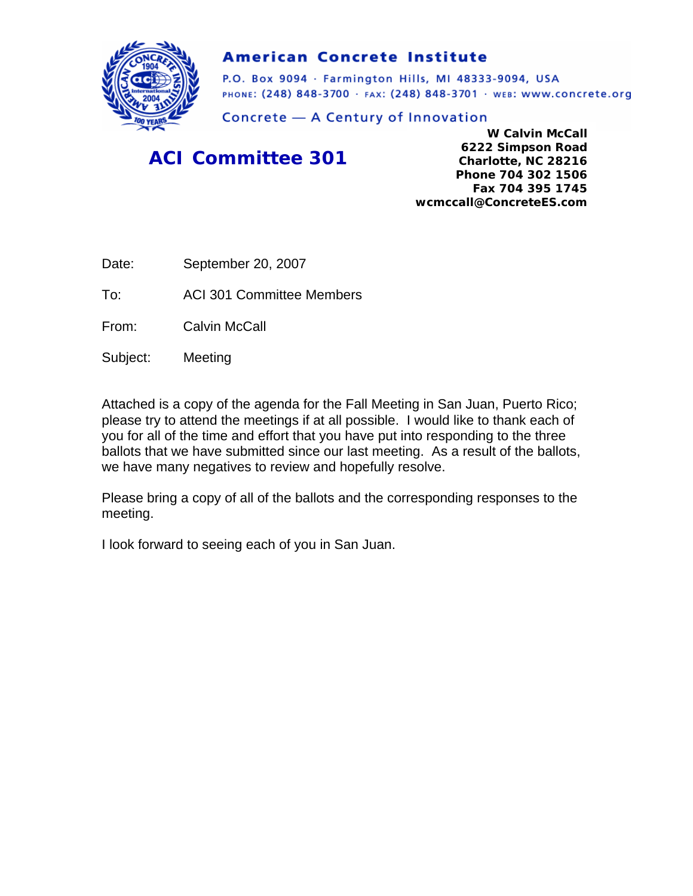**American Concrete Institute**

P.O. Box 9094 · Farmington Hills, MI 48333-9094, USA
PHONE: (248) 848-3700 · FAX: (248) 848-3701 · WEB: www.concrete.org

Concrete — A Century of Innovation

## ACI Committee 301

**W Calvin McCall**
**6222 Simpson Road**
**Charlotte, NC 28216**
**Phone 704 302 1506**
**Fax 704 395 1745**
**wcmccall@ConcreteES.com**

Date: September 20, 2007

To: ACI 301 Committee Members

From: Calvin McCall

Subject: Meeting

Attached is a copy of the agenda for the Fall Meeting in San Juan, Puerto Rico; please try to attend the meetings if at all possible. I would like to thank each of you for all of the time and effort that you have put into responding to the three ballots that we have submitted since our last meeting. As a result of the ballots, we have many negatives to review and hopefully resolve.

Please bring a copy of all of the ballots and the corresponding responses to the meeting.

I look forward to seeing each of you in San Juan.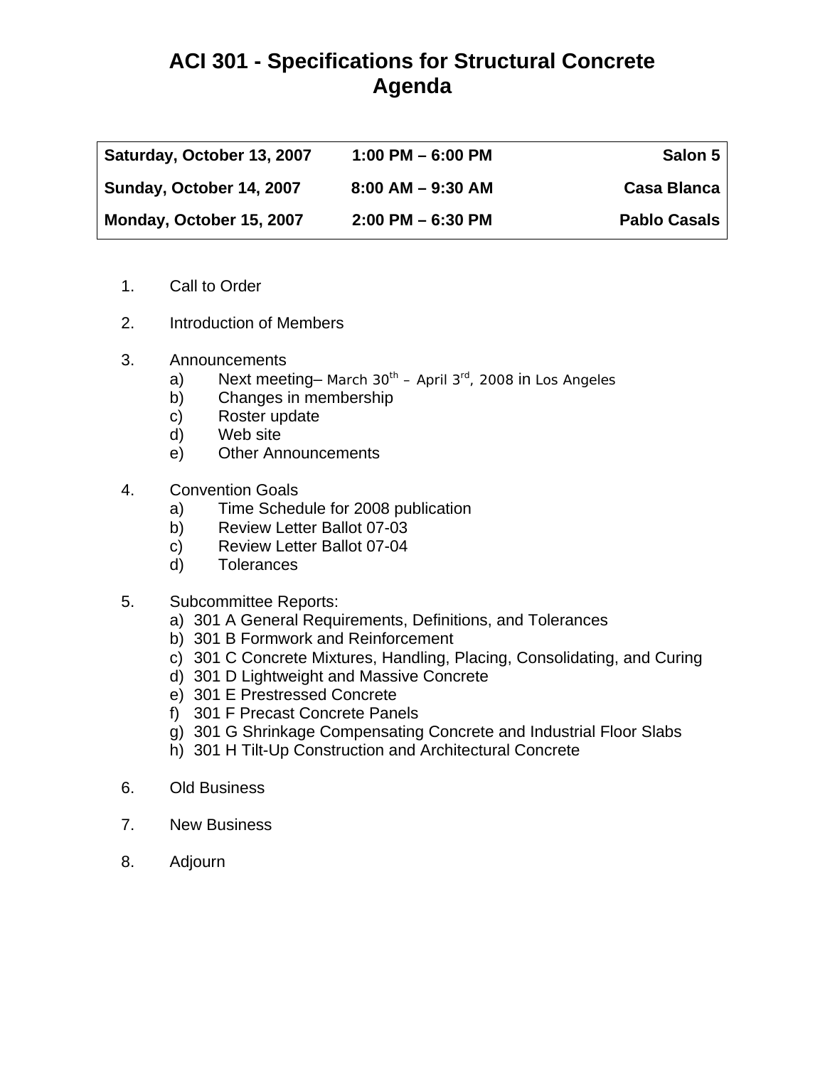# ACI 301 - Specifications for Structural Concrete
# Agenda

| | | |
|---|---|---|
| **Saturday, October 13, 2007** | **1:00 PM – 6:00 PM** | **Salon 5** |
| **Sunday, October 14, 2007** | **8:00 AM – 9:30 AM** | **Casa Blanca** |
| **Monday, October 15, 2007** | **2:00 PM – 6:30 PM** | **Pablo Casals** |

1. Call to Order
2. Introduction of Members
3. Announcements
   a) Next meeting– March $30^{th}$ – April $3^{rd}$, 2008 in Los Angeles
   b) Changes in membership
   c) Roster update
   d) Web site
   e) Other Announcements
4. Convention Goals
   a) Time Schedule for 2008 publication
   b) Review Letter Ballot 07-03
   c) Review Letter Ballot 07-04
   d) Tolerances
5. Subcommittee Reports:
   a) 301 A General Requirements, Definitions, and Tolerances
   b) 301 B Formwork and Reinforcement
   c) 301 C Concrete Mixtures, Handling, Placing, Consolidating, and Curing
   d) 301 D Lightweight and Massive Concrete
   e) 301 E Prestressed Concrete
   f) 301 F Precast Concrete Panels
   g) 301 G Shrinkage Compensating Concrete and Industrial Floor Slabs
   h) 301 H Tilt-Up Construction and Architectural Concrete
6. Old Business
7. New Business
8. Adjourn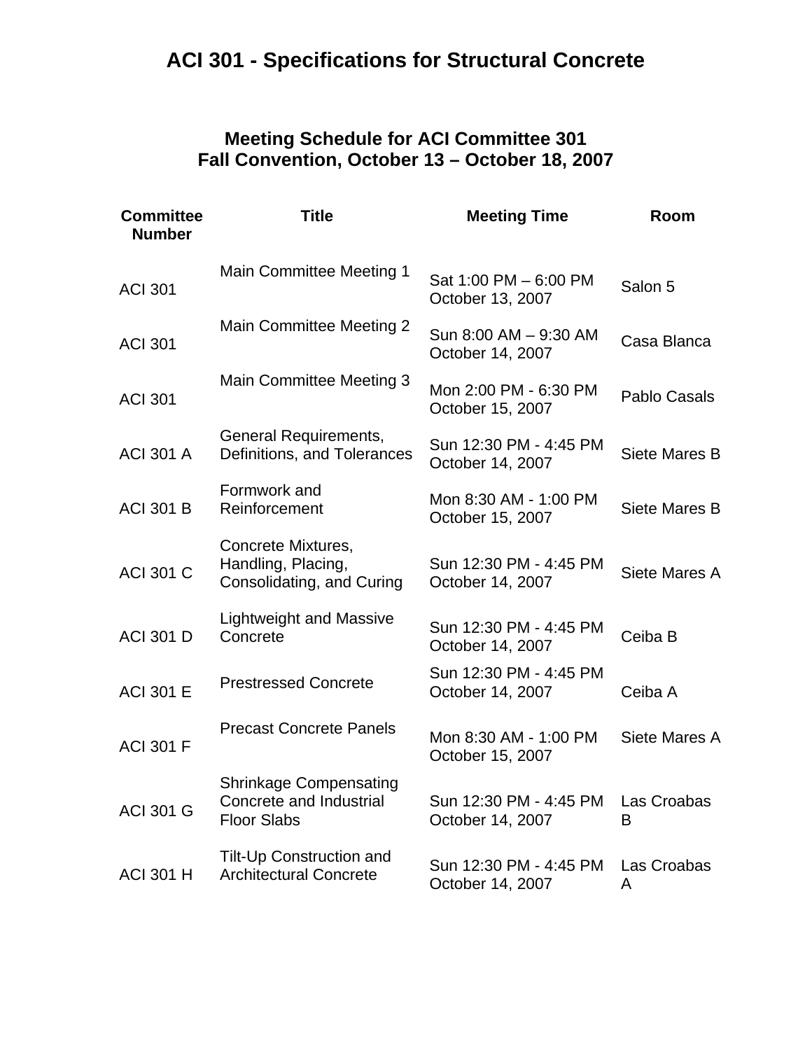# ACI 301 - Specifications for Structural Concrete

## Meeting Schedule for ACI Committee 301
## Fall Convention, October 13 – October 18, 2007

| Committee Number | Title | Meeting Time | Room |
|---|---|---|---|
| ACI 301 | Main Committee Meeting 1 | Sat 1:00 PM – 6:00 PM October 13, 2007 | Salon 5 |
| ACI 301 | Main Committee Meeting 2 | Sun 8:00 AM – 9:30 AM October 14, 2007 | Casa Blanca |
| ACI 301 | Main Committee Meeting 3 | Mon 2:00 PM - 6:30 PM October 15, 2007 | Pablo Casals |
| ACI 301 A | General Requirements, Definitions, and Tolerances | Sun 12:30 PM - 4:45 PM October 14, 2007 | Siete Mares B |
| ACI 301 B | Formwork and Reinforcement | Mon 8:30 AM - 1:00 PM October 15, 2007 | Siete Mares B |
| ACI 301 C | Concrete Mixtures, Handling, Placing, Consolidating, and Curing | Sun 12:30 PM - 4:45 PM October 14, 2007 | Siete Mares A |
| ACI 301 D | Lightweight and Massive Concrete | Sun 12:30 PM - 4:45 PM October 14, 2007 | Ceiba B |
| ACI 301 E | Prestressed Concrete | Sun 12:30 PM - 4:45 PM October 14, 2007 | Ceiba A |
| ACI 301 F | Precast Concrete Panels | Mon 8:30 AM - 1:00 PM October 15, 2007 | Siete Mares A |
| ACI 301 G | Shrinkage Compensating Concrete and Industrial Floor Slabs | Sun 12:30 PM - 4:45 PM October 14, 2007 | Las Croabas B |
| ACI 301 H | Tilt-Up Construction and Architectural Concrete | Sun 12:30 PM - 4:45 PM October 14, 2007 | Las Croabas A |